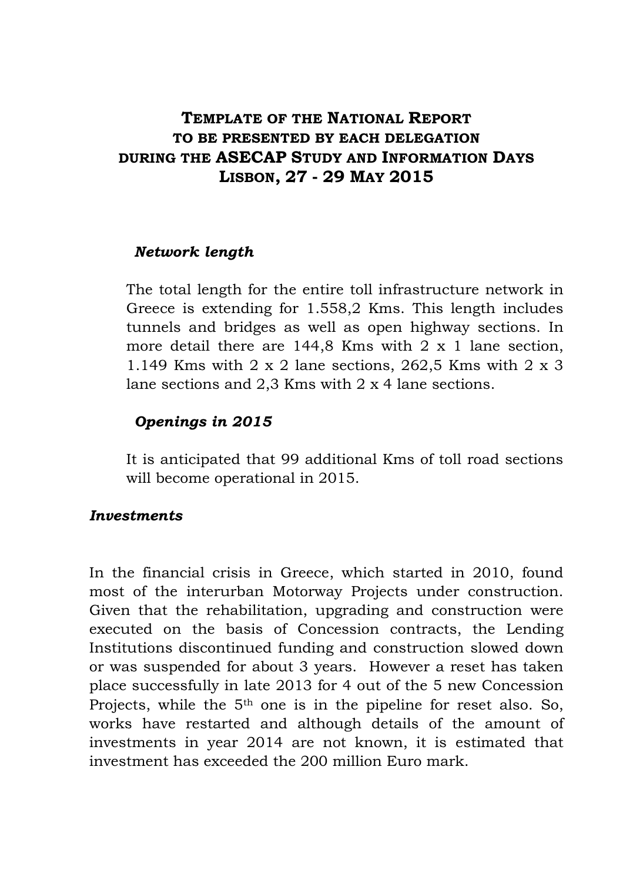# Template of the National Report to be presented by each delegation during the ASECAP Study and Information Days Lisbon, 27 - 29 May 2015

### *Network length*

The total length for the entire toll infrastructure network in Greece is extending for 1.558,2 Kms. This length includes tunnels and bridges as well as open highway sections. In more detail there are 144,8 Kms with 2 x 1 lane section, 1.149 Kms with 2 x 2 lane sections, 262,5 Kms with 2 x 3 lane sections and 2,3 Kms with 2 x 4 lane sections.

### *Openings in 2015*

It is anticipated that 99 additional Kms of toll road sections will become operational in 2015.

### *Investments*

In the financial crisis in Greece, which started in 2010, found most of the interurban Motorway Projects under construction. Given that the rehabilitation, upgrading and construction were executed on the basis of Concession contracts, the Lending Institutions discontinued funding and construction slowed down or was suspended for about 3 years. However a reset has taken place successfully in late 2013 for 4 out of the 5 new Concession Projects, while the 5th one is in the pipeline for reset also. So, works have restarted and although details of the amount of investments in year 2014 are not known, it is estimated that investment has exceeded the 200 million Euro mark.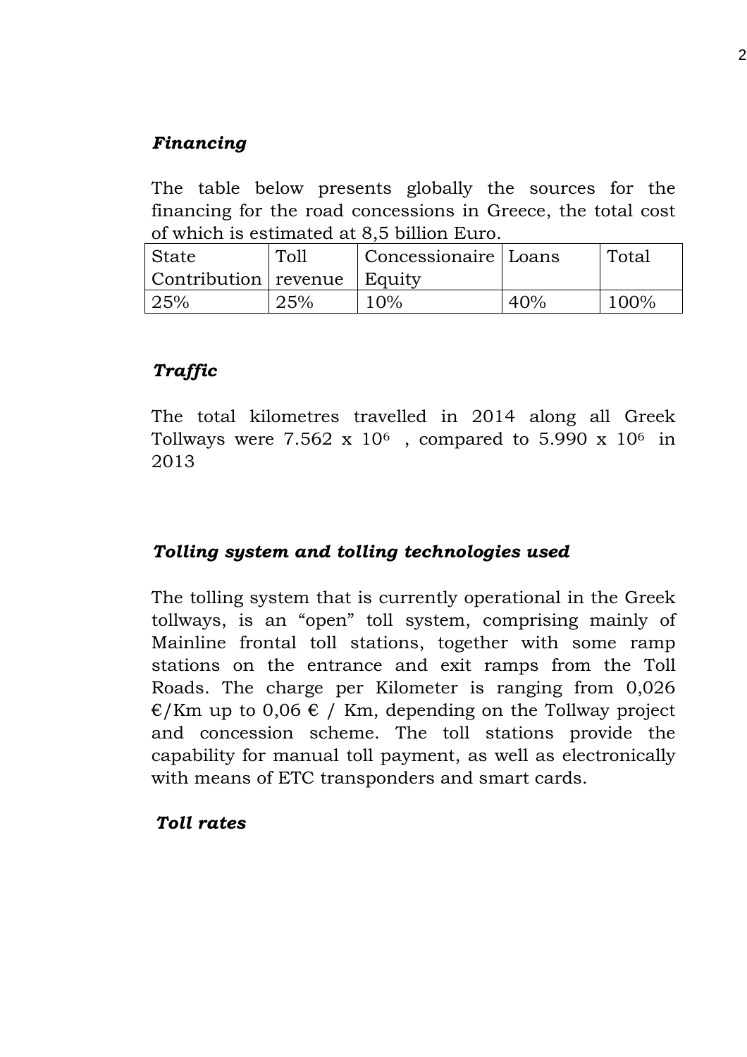### *Financing*

The table below presents globally the sources for the financing for the road concessions in Greece, the total cost of which is estimated at 8,5 billion Euro.

| State Contribution | Toll revenue | Concessionaire Equity | Loans | Total |
|---|---|---|---|---|
| 25% | 25% | 10% | 40% | 100% |

### *Traffic*

The total kilometres travelled in 2014 along all Greek Tollways were $7.562 \times 10^6$ , compared to $5.990 \times 10^6$ in 2013

### *Tolling system and tolling technologies used*

The tolling system that is currently operational in the Greek tollways, is an "open" toll system, comprising mainly of Mainline frontal toll stations, together with some ramp stations on the entrance and exit ramps from the Toll Roads. The charge per Kilometer is ranging from 0,026 €/Km up to 0,06 € / Km, depending on the Tollway project and concession scheme. The toll stations provide the capability for manual toll payment, as well as electronically with means of ETC transponders and smart cards.

### *Toll rates*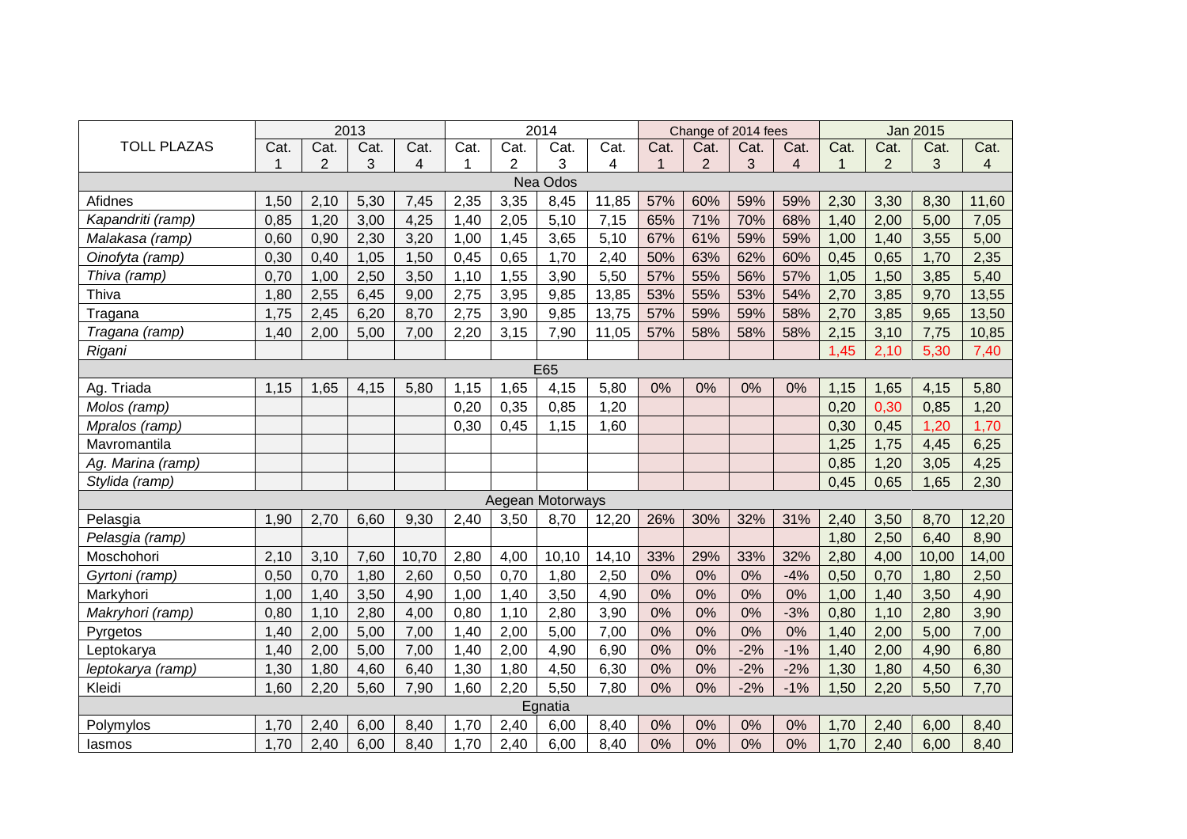| TOLL PLAZAS | 2013 | | | | 2014 | | | | Change of 2014 fees | | | | Jan 2015 | | | |
|---|---|---|---|---|---|---|---|---|---|---|---|---|---|---|---|---|
| | Cat. 1 | Cat. 2 | Cat. 3 | Cat. 4 | Cat. 1 | Cat. 2 | Cat. 3 | Cat. 4 | Cat. 1 | Cat. 2 | Cat. 3 | Cat. 4 | Cat. 1 | Cat. 2 | Cat. 3 | Cat. 4 |
| **Nea Odos** | | | | | | | | | | | | | | | | |
| Afidnes | 1,50 | 2,10 | 5,30 | 7,45 | 2,35 | 3,35 | 8,45 | 11,85 | 57% | 60% | 59% | 59% | 2,30 | 3,30 | 8,30 | 11,60 |
| *Kapandriti (ramp)* | 0,85 | 1,20 | 3,00 | 4,25 | 1,40 | 2,05 | 5,10 | 7,15 | 65% | 71% | 70% | 68% | 1,40 | 2,00 | 5,00 | 7,05 |
| *Malakasa (ramp)* | 0,60 | 0,90 | 2,30 | 3,20 | 1,00 | 1,45 | 3,65 | 5,10 | 67% | 61% | 59% | 59% | 1,00 | 1,40 | 3,55 | 5,00 |
| *Oinofyta (ramp)* | 0,30 | 0,40 | 1,05 | 1,50 | 0,45 | 0,65 | 1,70 | 2,40 | 50% | 63% | 62% | 60% | 0,45 | 0,65 | 1,70 | 2,35 |
| *Thiva (ramp)* | 0,70 | 1,00 | 2,50 | 3,50 | 1,10 | 1,55 | 3,90 | 5,50 | 57% | 55% | 56% | 57% | 1,05 | 1,50 | 3,85 | 5,40 |
| Thiva | 1,80 | 2,55 | 6,45 | 9,00 | 2,75 | 3,95 | 9,85 | 13,85 | 53% | 55% | 53% | 54% | 2,70 | 3,85 | 9,70 | 13,55 |
| Tragana | 1,75 | 2,45 | 6,20 | 8,70 | 2,75 | 3,90 | 9,85 | 13,75 | 57% | 59% | 59% | 58% | 2,70 | 3,85 | 9,65 | 13,50 |
| *Tragana (ramp)* | 1,40 | 2,00 | 5,00 | 7,00 | 2,20 | 3,15 | 7,90 | 11,05 | 57% | 58% | 58% | 58% | 2,15 | 3,10 | 7,75 | 10,85 |
| *Rigani* | | | | | | | | | | | | | 1,45 | 2,10 | 5,30 | 7,40 |
| **E65** | | | | | | | | | | | | | | | | |
| Ag. Triada | 1,15 | 1,65 | 4,15 | 5,80 | 1,15 | 1,65 | 4,15 | 5,80 | 0% | 0% | 0% | 0% | 1,15 | 1,65 | 4,15 | 5,80 |
| *Molos (ramp)* | | | | | 0,20 | 0,35 | 0,85 | 1,20 | | | | | 0,20 | 0,30 | 0,85 | 1,20 |
| *Mpralos (ramp)* | | | | | 0,30 | 0,45 | 1,15 | 1,60 | | | | | 0,30 | 0,45 | 1,20 | 1,70 |
| Mavromantila | | | | | | | | | | | | | 1,25 | 1,75 | 4,45 | 6,25 |
| *Ag. Marina (ramp)* | | | | | | | | | | | | | 0,85 | 1,20 | 3,05 | 4,25 |
| *Stylida (ramp)* | | | | | | | | | | | | | 0,45 | 0,65 | 1,65 | 2,30 |
| **Aegean Motorways** | | | | | | | | | | | | | | | | |
| Pelasgia | 1,90 | 2,70 | 6,60 | 9,30 | 2,40 | 3,50 | 8,70 | 12,20 | 26% | 30% | 32% | 31% | 2,40 | 3,50 | 8,70 | 12,20 |
| *Pelasgia (ramp)* | | | | | | | | | | | | | 1,80 | 2,50 | 6,40 | 8,90 |
| Moschohori | 2,10 | 3,10 | 7,60 | 10,70 | 2,80 | 4,00 | 10,10 | 14,10 | 33% | 29% | 33% | 32% | 2,80 | 4,00 | 10,00 | 14,00 |
| *Gyrtoni (ramp)* | 0,50 | 0,70 | 1,80 | 2,60 | 0,50 | 0,70 | 1,80 | 2,50 | 0% | 0% | 0% | -4% | 0,50 | 0,70 | 1,80 | 2,50 |
| Markyhori | 1,00 | 1,40 | 3,50 | 4,90 | 1,00 | 1,40 | 3,50 | 4,90 | 0% | 0% | 0% | 0% | 1,00 | 1,40 | 3,50 | 4,90 |
| *Makryhori (ramp)* | 0,80 | 1,10 | 2,80 | 4,00 | 0,80 | 1,10 | 2,80 | 3,90 | 0% | 0% | 0% | -3% | 0,80 | 1,10 | 2,80 | 3,90 |
| Pyrgetos | 1,40 | 2,00 | 5,00 | 7,00 | 1,40 | 2,00 | 5,00 | 7,00 | 0% | 0% | 0% | 0% | 1,40 | 2,00 | 5,00 | 7,00 |
| Leptokarya | 1,40 | 2,00 | 5,00 | 7,00 | 1,40 | 2,00 | 4,90 | 6,90 | 0% | 0% | -2% | -1% | 1,40 | 2,00 | 4,90 | 6,80 |
| *leptokarya (ramp)* | 1,30 | 1,80 | 4,60 | 6,40 | 1,30 | 1,80 | 4,50 | 6,30 | 0% | 0% | -2% | -2% | 1,30 | 1,80 | 4,50 | 6,30 |
| Kleidi | 1,60 | 2,20 | 5,60 | 7,90 | 1,60 | 2,20 | 5,50 | 7,80 | 0% | 0% | -2% | -1% | 1,50 | 2,20 | 5,50 | 7,70 |
| **Egnatia** | | | | | | | | | | | | | | | | |
| Polymylos | 1,70 | 2,40 | 6,00 | 8,40 | 1,70 | 2,40 | 6,00 | 8,40 | 0% | 0% | 0% | 0% | 1,70 | 2,40 | 6,00 | 8,40 |
| Iasmos | 1,70 | 2,40 | 6,00 | 8,40 | 1,70 | 2,40 | 6,00 | 8,40 | 0% | 0% | 0% | 0% | 1,70 | 2,40 | 6,00 | 8,40 |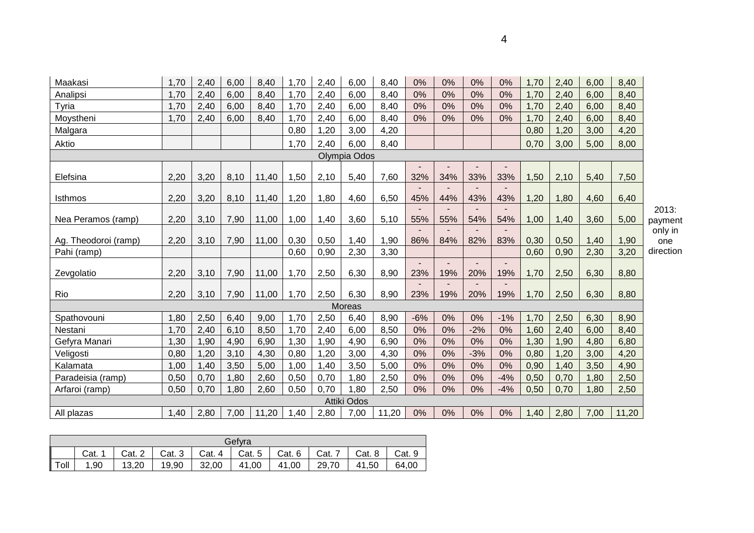| | | | | | | | | | | | | | | | | | |
|---|---|---|---|---|---|---|---|---|---|---|---|---|---|---|---|---|---|
| Maakasi | 1,70 | 2,40 | 6,00 | 8,40 | 1,70 | 2,40 | 6,00 | 8,40 | 0% | 0% | 0% | 0% | 1,70 | 2,40 | 6,00 | 8,40 | |
| Analipsi | 1,70 | 2,40 | 6,00 | 8,40 | 1,70 | 2,40 | 6,00 | 8,40 | 0% | 0% | 0% | 0% | 1,70 | 2,40 | 6,00 | 8,40 | |
| Tyria | 1,70 | 2,40 | 6,00 | 8,40 | 1,70 | 2,40 | 6,00 | 8,40 | 0% | 0% | 0% | 0% | 1,70 | 2,40 | 6,00 | 8,40 | |
| Moystheni | 1,70 | 2,40 | 6,00 | 8,40 | 1,70 | 2,40 | 6,00 | 8,40 | 0% | 0% | 0% | 0% | 1,70 | 2,40 | 6,00 | 8,40 | |
| Malgara | | | | | 0,80 | 1,20 | 3,00 | 4,20 | | | | | 0,80 | 1,20 | 3,00 | 4,20 | |
| Aktio | | | | | 1,70 | 2,40 | 6,00 | 8,40 | | | | | 0,70 | 3,00 | 5,00 | 8,00 | |
| Olympia Odos | | | | | | | | | | | | | | | | | |
| Elefsina | 2,20 | 3,20 | 8,10 | 11,40 | 1,50 | 2,10 | 5,40 | 7,60 | -32% | -34% | -33% | -33% | 1,50 | 2,10 | 5,40 | 7,50 | 2013: payment only in one direction |
| Isthmos | 2,20 | 3,20 | 8,10 | 11,40 | 1,20 | 1,80 | 4,60 | 6,50 | -45% | -44% | -43% | -43% | 1,20 | 1,80 | 4,60 | 6,40 | |
| Nea Peramos (ramp) | 2,20 | 3,10 | 7,90 | 11,00 | 1,00 | 1,40 | 3,60 | 5,10 | -55% | -55% | -54% | -54% | 1,00 | 1,40 | 3,60 | 5,00 | |
| Ag. Theodoroi (ramp) | 2,20 | 3,10 | 7,90 | 11,00 | 0,30 | 0,50 | 1,40 | 1,90 | -86% | -84% | -82% | -83% | 0,30 | 0,50 | 1,40 | 1,90 | |
| Pahi (ramp) | | | | | 0,60 | 0,90 | 2,30 | 3,30 | | | | | 0,60 | 0,90 | 2,30 | 3,20 | |
| Zevgolatio | 2,20 | 3,10 | 7,90 | 11,00 | 1,70 | 2,50 | 6,30 | 8,90 | -23% | -19% | -20% | -19% | 1,70 | 2,50 | 6,30 | 8,80 | |
| Rio | 2,20 | 3,10 | 7,90 | 11,00 | 1,70 | 2,50 | 6,30 | 8,90 | -23% | -19% | -20% | -19% | 1,70 | 2,50 | 6,30 | 8,80 | |
| Moreas | | | | | | | | | | | | | | | | | |
| Spathovouni | 1,80 | 2,50 | 6,40 | 9,00 | 1,70 | 2,50 | 6,40 | 8,90 | -6% | 0% | 0% | -1% | 1,70 | 2,50 | 6,30 | 8,90 | |
| Nestani | 1,70 | 2,40 | 6,10 | 8,50 | 1,70 | 2,40 | 6,00 | 8,50 | 0% | 0% | -2% | 0% | 1,60 | 2,40 | 6,00 | 8,40 | |
| Gefyra Manari | 1,30 | 1,90 | 4,90 | 6,90 | 1,30 | 1,90 | 4,90 | 6,90 | 0% | 0% | 0% | 0% | 1,30 | 1,90 | 4,80 | 6,80 | |
| Veligosti | 0,80 | 1,20 | 3,10 | 4,30 | 0,80 | 1,20 | 3,00 | 4,30 | 0% | 0% | -3% | 0% | 0,80 | 1,20 | 3,00 | 4,20 | |
| Kalamata | 1,00 | 1,40 | 3,50 | 5,00 | 1,00 | 1,40 | 3,50 | 5,00 | 0% | 0% | 0% | 0% | 0,90 | 1,40 | 3,50 | 4,90 | |
| Paradeisia (ramp) | 0,50 | 0,70 | 1,80 | 2,60 | 0,50 | 0,70 | 1,80 | 2,50 | 0% | 0% | 0% | -4% | 0,50 | 0,70 | 1,80 | 2,50 | |
| Arfaroi (ramp) | 0,50 | 0,70 | 1,80 | 2,60 | 0,50 | 0,70 | 1,80 | 2,50 | 0% | 0% | 0% | -4% | 0,50 | 0,70 | 1,80 | 2,50 | |
| Attiki Odos | | | | | | | | | | | | | | | | | |
| All plazas | 1,40 | 2,80 | 7,00 | 11,20 | 1,40 | 2,80 | 7,00 | 11,20 | 0% | 0% | 0% | 0% | 1,40 | 2,80 | 7,00 | 11,20 | |

| Gefyra | | | | | | | | | |
|---|---|---|---|---|---|---|---|---|---|
| | Cat. 1 | Cat. 2 | Cat. 3 | Cat. 4 | Cat. 5 | Cat. 6 | Cat. 7 | Cat. 8 | Cat. 9 |
| Toll | 1,90 | 13,20 | 19,90 | 32,00 | 41,00 | 41,00 | 29,70 | 41,50 | 64,00 |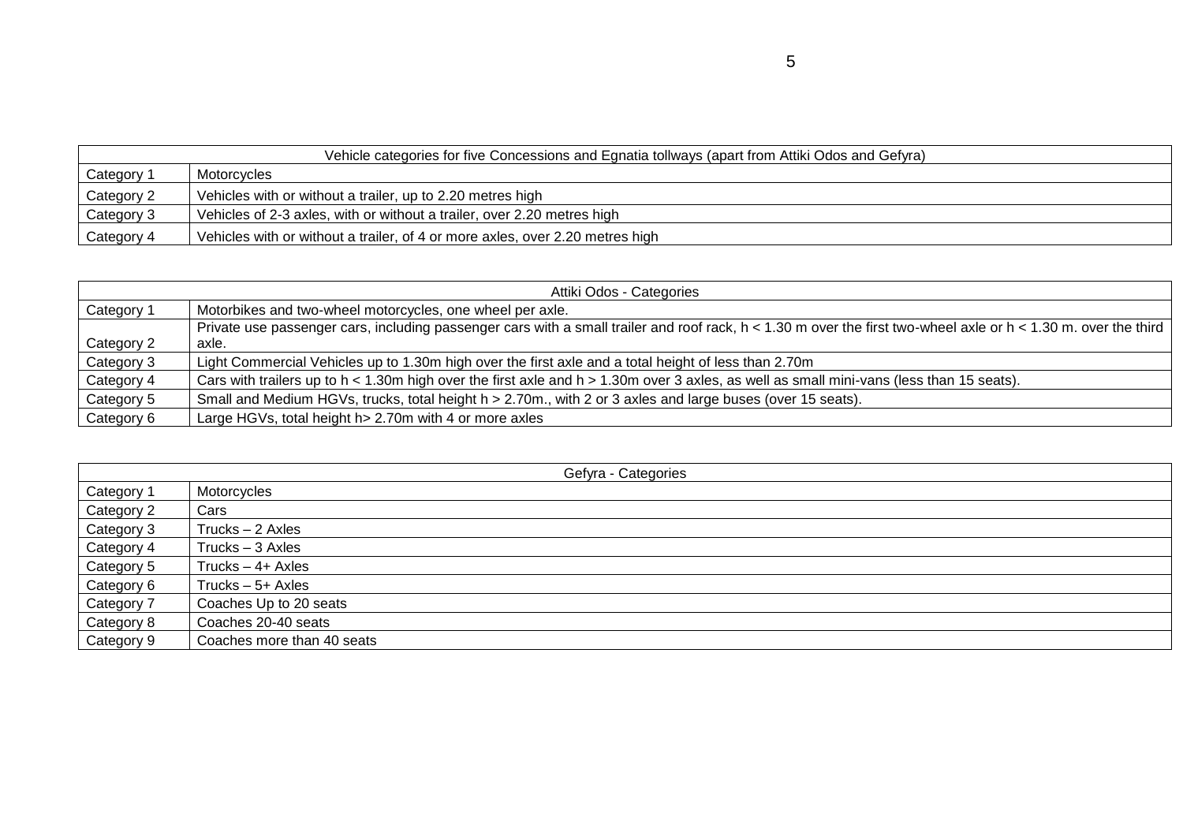| Vehicle categories for five Concessions and Egnatia tollways (apart from Attiki Odos and Gefyra) | |
|---|---|
| Category 1 | Motorcycles |
| Category 2 | Vehicles with or without a trailer, up to 2.20 metres high |
| Category 3 | Vehicles of 2-3 axles, with or without a trailer, over 2.20 metres high |
| Category 4 | Vehicles with or without a trailer, of 4 or more axles, over 2.20 metres high |

| Attiki Odos - Categories | |
|---|---|
| Category 1 | Motorbikes and two-wheel motorcycles, one wheel per axle. |
| Category 2 | Private use passenger cars, including passenger cars with a small trailer and roof rack, h < 1.30 m over the first two-wheel axle or h < 1.30 m. over the third axle. |
| Category 3 | Light Commercial Vehicles up to 1.30m high over the first axle and a total height of less than 2.70m |
| Category 4 | Cars with trailers up to h < 1.30m high over the first axle and h > 1.30m over 3 axles, as well as small mini-vans (less than 15 seats). |
| Category 5 | Small and Medium HGVs, trucks, total height h > 2.70m., with 2 or 3 axles and large buses (over 15 seats). |
| Category 6 | Large HGVs, total height h> 2.70m with 4 or more axles |

| Gefyra - Categories | |
|---|---|
| Category 1 | Motorcycles |
| Category 2 | Cars |
| Category 3 | Trucks – 2 Axles |
| Category 4 | Trucks – 3 Axles |
| Category 5 | Trucks – 4+ Axles |
| Category 6 | Trucks – 5+ Axles |
| Category 7 | Coaches Up to 20 seats |
| Category 8 | Coaches 20-40 seats |
| Category 9 | Coaches more than 40 seats |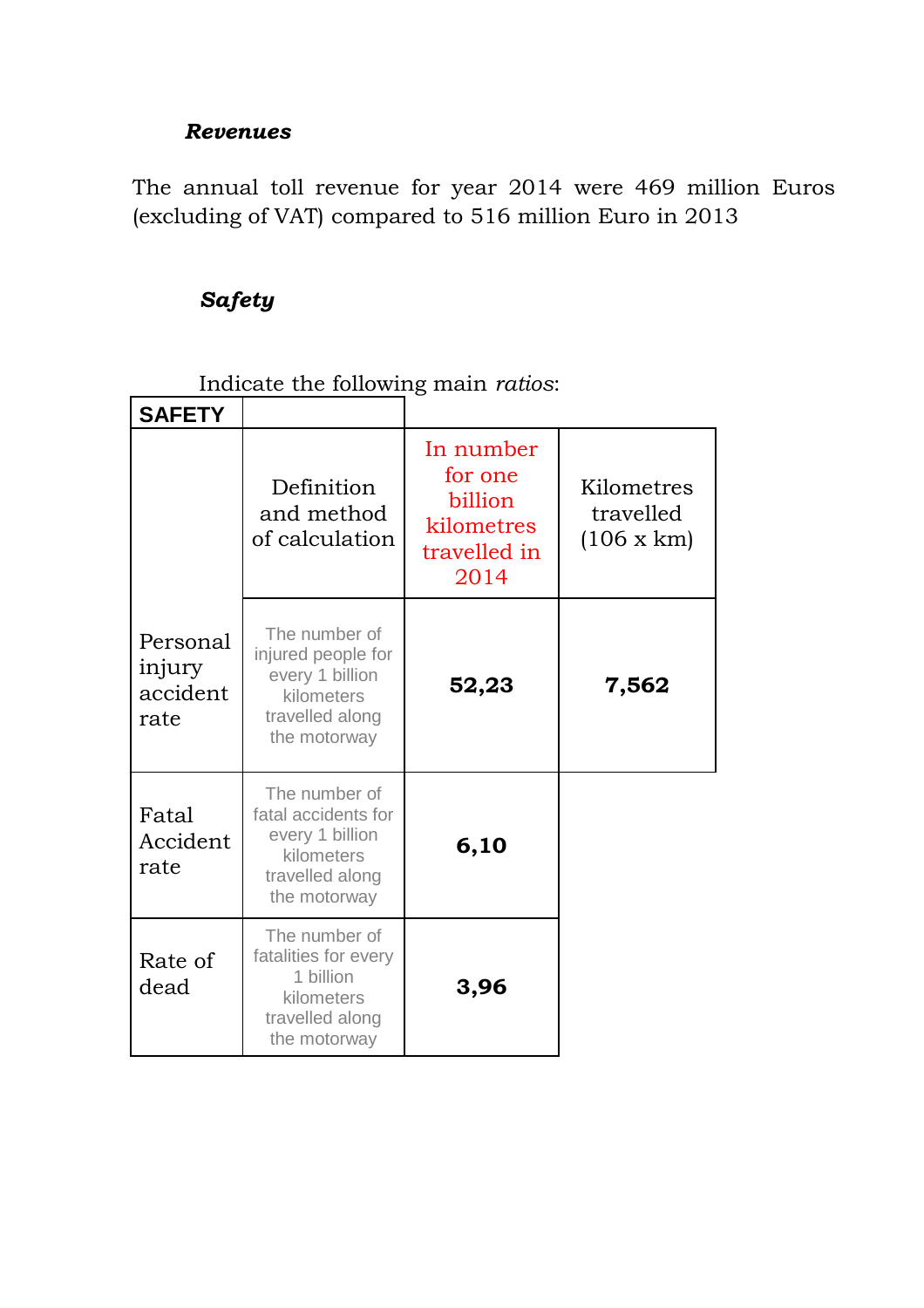***Revenues***

The annual toll revenue for year 2014 were 469 million Euros (excluding of VAT) compared to 516 million Euro in 2013

***Safety***

Indicate the following main *ratios*:

| SAFETY | | | |
|---|---|---|---|
| | Definition and method of calculation | In number for one billion kilometres travelled in 2014 | Kilometres travelled (106 x km) |
| Personal injury accident rate | The number of injured people for every 1 billion kilometers travelled along the motorway | **52,23** | **7,562** |
| Fatal Accident rate | The number of fatal accidents for every 1 billion kilometers travelled along the motorway | **6,10** | |
| Rate of dead | The number of fatalities for every 1 billion kilometers travelled along the motorway | **3,96** | |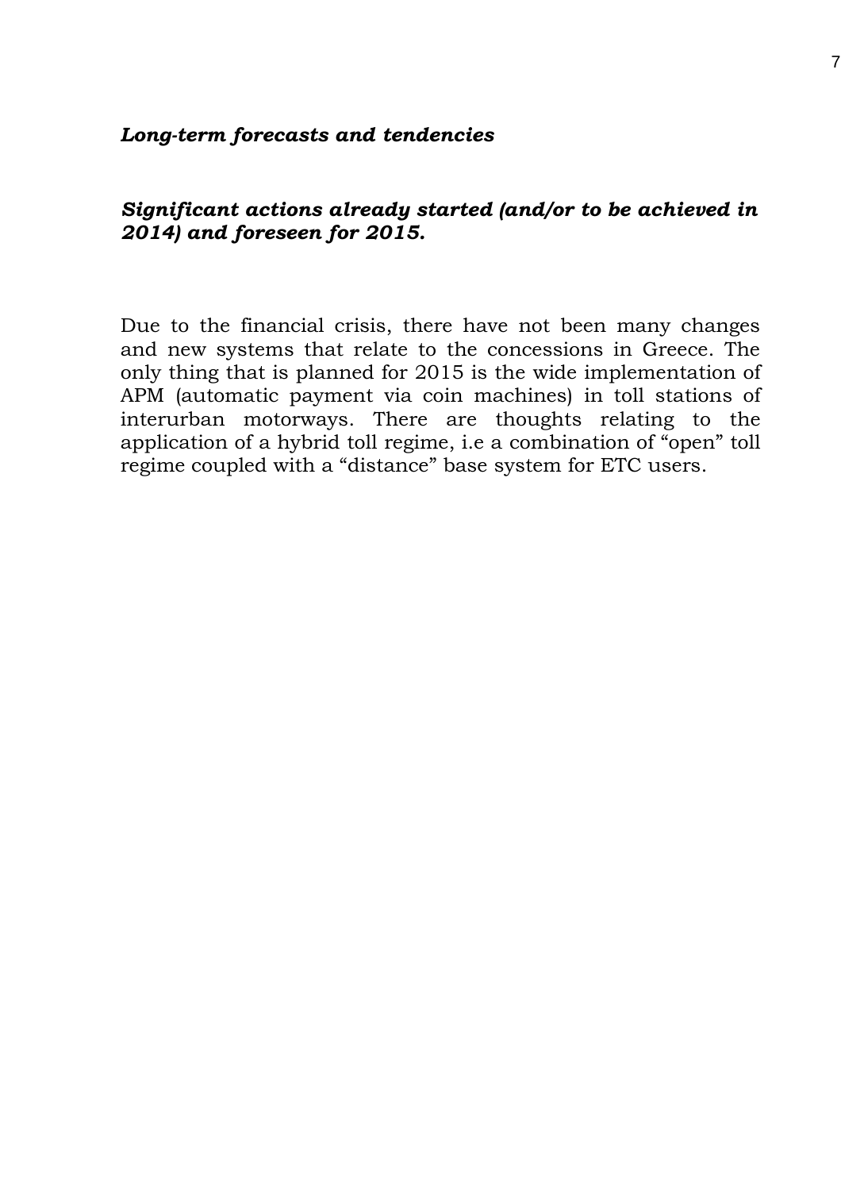### *Long-term forecasts and tendencies*

### *Significant actions already started (and/or to be achieved in 2014) and foreseen for 2015.*

Due to the financial crisis, there have not been many changes and new systems that relate to the concessions in Greece. The only thing that is planned for 2015 is the wide implementation of APM (automatic payment via coin machines) in toll stations of interurban motorways. There are thoughts relating to the application of a hybrid toll regime, i.e a combination of "open" toll regime coupled with a "distance" base system for ETC users.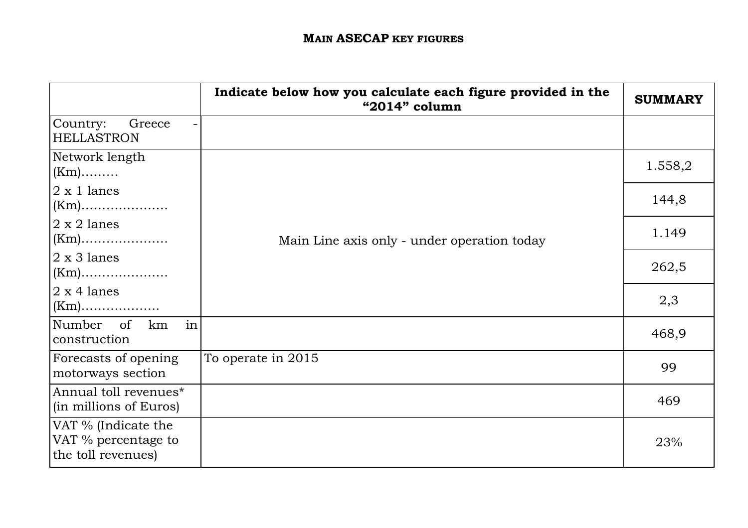## Main ASECAP key figures

| | Indicate below how you calculate each figure provided in the "2014" column | SUMMARY |
|---|---|---|
| Country: Greece - HELLASTRON | | |
| Network length (Km)……… | Main Line axis only - under operation today | 1.558,2 |
| 2 x 1 lanes (Km)………………… | | 144,8 |
| 2 x 2 lanes (Km)………………… | | 1.149 |
| 2 x 3 lanes (Km)………………… | | 262,5 |
| 2 x 4 lanes (Km)………………. | | 2,3 |
| Number of km in construction | | 468,9 |
| Forecasts of opening motorways section | To operate in 2015 | 99 |
| Annual toll revenues* (in millions of Euros) | | 469 |
| VAT % (Indicate the VAT % percentage to the toll revenues) | | 23% |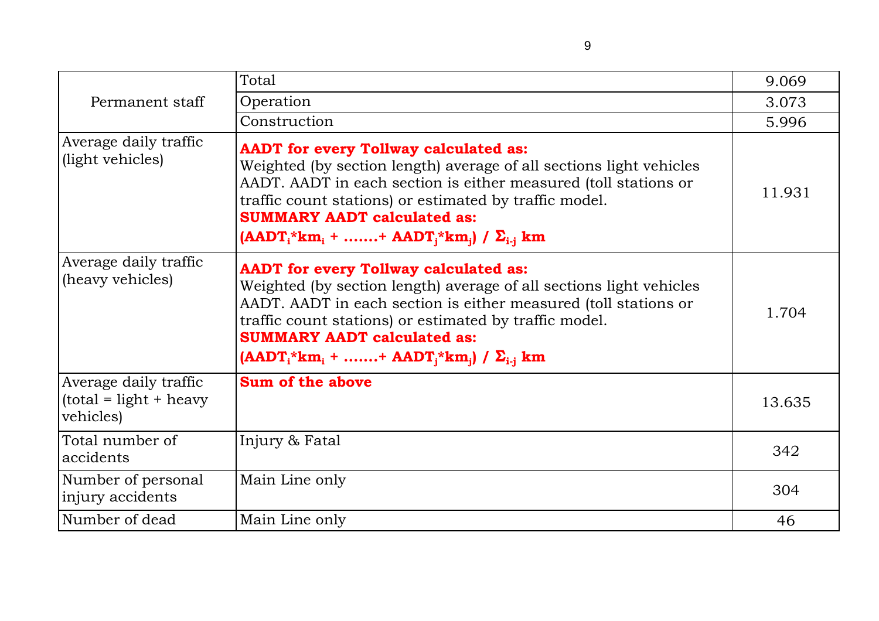| | | |
|---|---|---|
| Permanent staff | Total | 9.069 |
| | Operation | 3.073 |
| | Construction | 5.996 |
| Average daily traffic (light vehicles) | **AADT for every Tollway calculated as:** Weighted (by section length) average of all sections light vehicles AADT. AADT in each section is either measured (toll stations or traffic count stations) or estimated by traffic model. **SUMMARY AADT calculated as:** **$(AADT_i{*}km_i + \ldots\ldots. + AADT_j{*}km_j) / \Sigma_{i\text{-}j}$ km** | 11.931 |
| Average daily traffic (heavy vehicles) | **AADT for every Tollway calculated as:** Weighted (by section length) average of all sections light vehicles AADT. AADT in each section is either measured (toll stations or traffic count stations) or estimated by traffic model. **SUMMARY AADT calculated as:** **$(AADT_i{*}km_i + \ldots\ldots. + AADT_j{*}km_j) / \Sigma_{i\text{-}j}$ km** | 1.704 |
| Average daily traffic (total = light + heavy vehicles) | **Sum of the above** | 13.635 |
| Total number of accidents | Injury & Fatal | 342 |
| Number of personal injury accidents | Main Line only | 304 |
| Number of dead | Main Line only | 46 |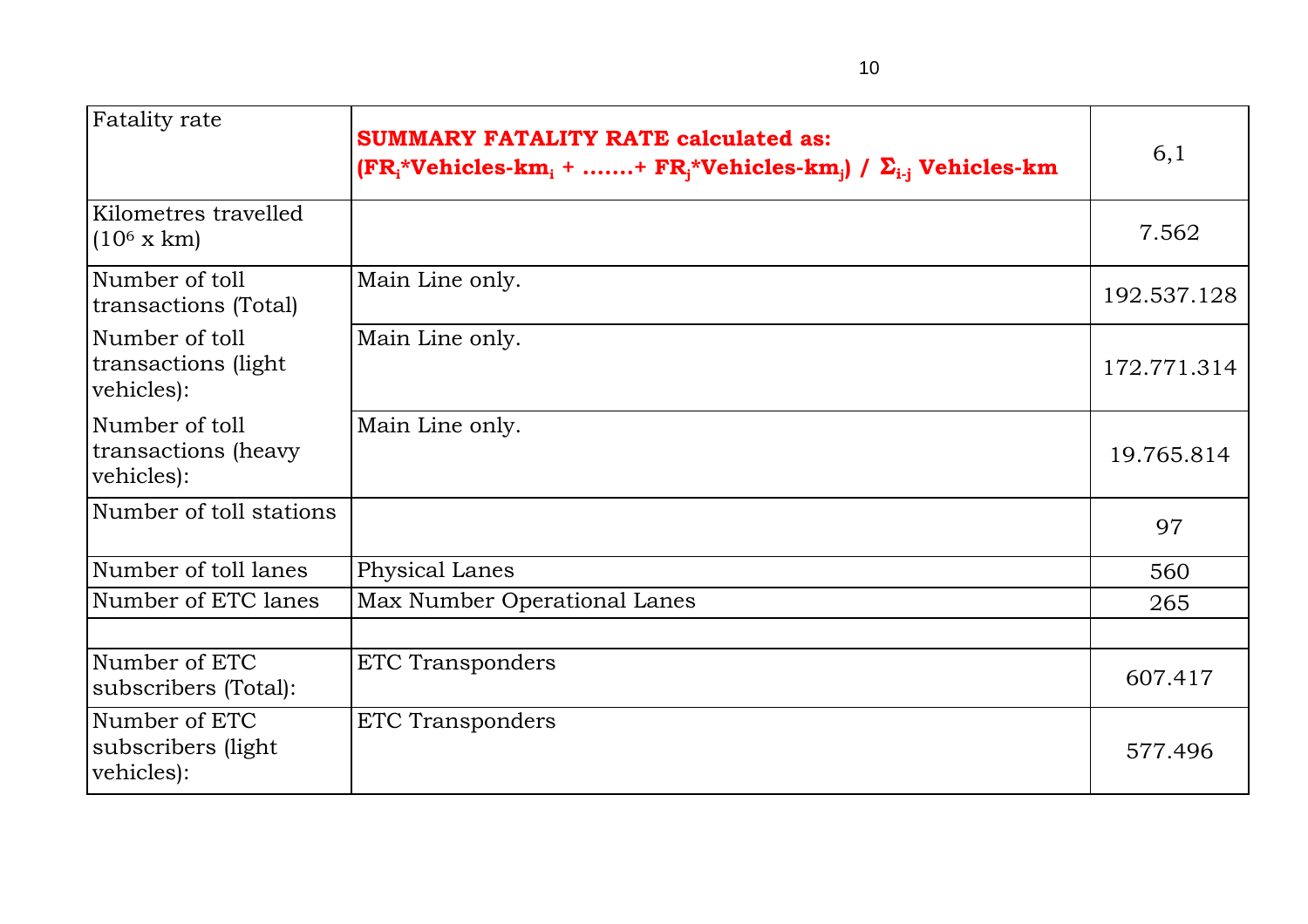| Fatality rate | **SUMMARY FATALITY RATE calculated as: ($FR_i$*Vehicles-$km_i$ + …….+ $FR_j$*Vehicles-$km_j$) / $\Sigma_{i-j}$ Vehicles-km** | 6,1 |
|---|---|---|
| Kilometres travelled ($10^6$ x km) | | 7.562 |
| Number of toll transactions (Total) | Main Line only. | 192.537.128 |
| Number of toll transactions (light vehicles): | Main Line only. | 172.771.314 |
| Number of toll transactions (heavy vehicles): | Main Line only. | 19.765.814 |
| Number of toll stations | | 97 |
| Number of toll lanes | Physical Lanes | 560 |
| Number of ETC lanes | Max Number Operational Lanes | 265 |
| | | |
| Number of ETC subscribers (Total): | ETC Transponders | 607.417 |
| Number of ETC subscribers (light vehicles): | ETC Transponders | 577.496 |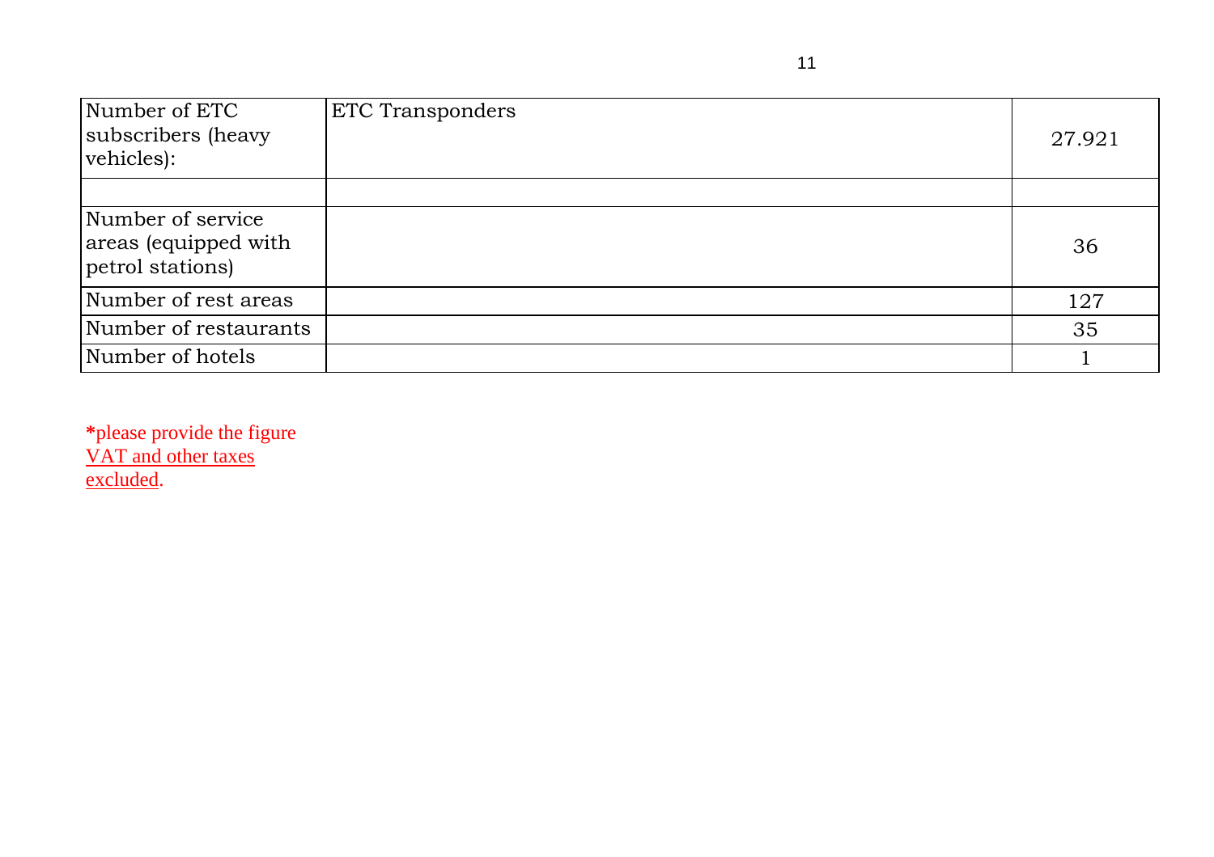| | | |
|---|---|---|
| Number of ETC subscribers (heavy vehicles): | ETC Transponders | 27.921 |
| | | |
| Number of service areas (equipped with petrol stations) | | 36 |
| Number of rest areas | | 127 |
| Number of restaurants | | 35 |
| Number of hotels | | 1 |

**\***please provide the figure <u>VAT and other taxes excluded</u>.